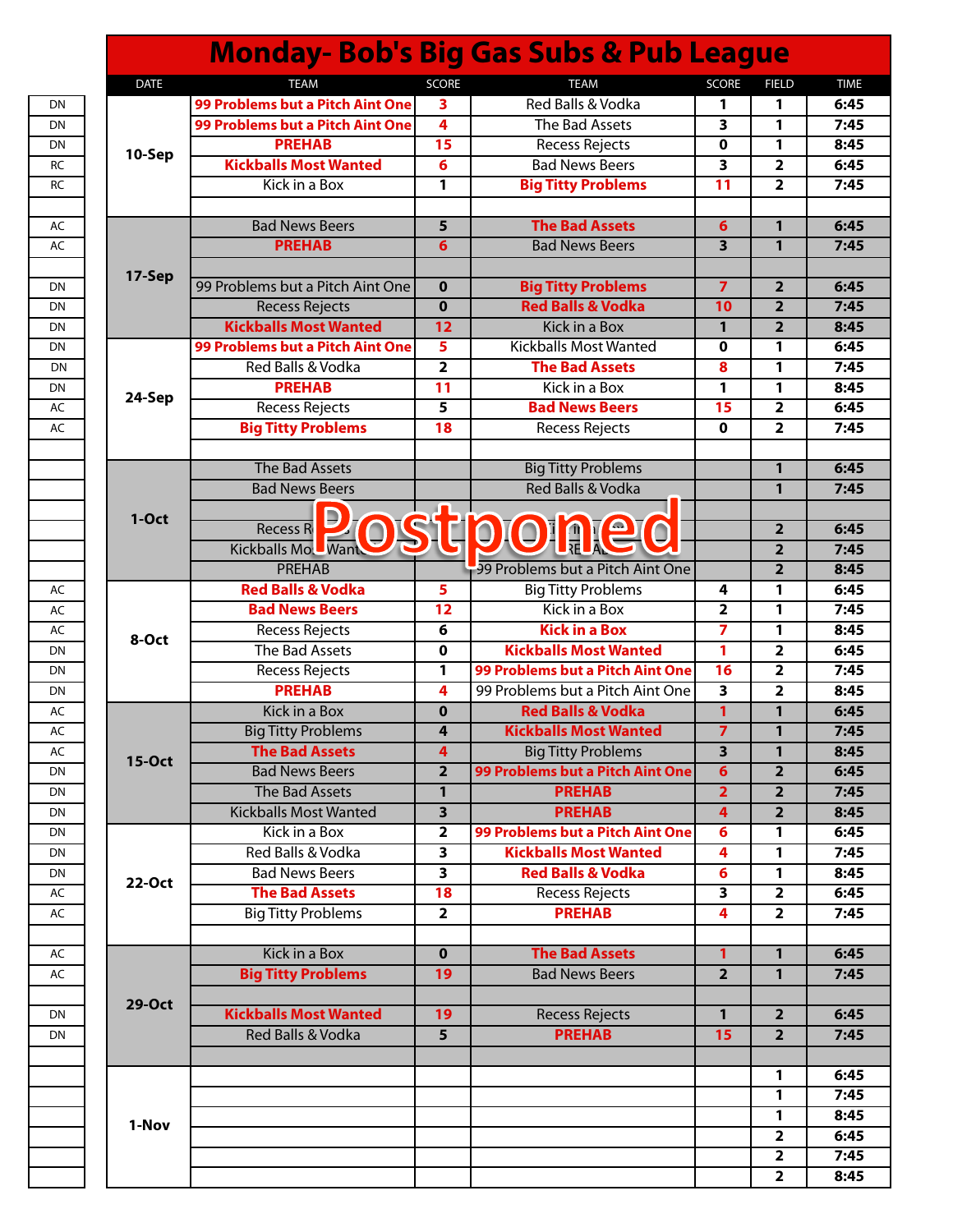# Monday- Bob's Big Gas Subs & Pub League

| | DATE | TEAM | SCORE | TEAM | SCORE | FIELD | TIME |
|---|---|---|---|---|---|---|---|
| DN | 10-Sep | **99 Problems but a Pitch Aint One** | 3 | Red Balls & Vodka | 1 | 1 | 6:45 |
| DN | | **99 Problems but a Pitch Aint One** | 4 | The Bad Assets | 3 | 1 | 7:45 |
| DN | | **PREHAB** | 15 | Recess Rejects | 0 | 1 | 8:45 |
| RC | | **Kickballs Most Wanted** | 6 | Bad News Beers | 3 | 2 | 6:45 |
| RC | | Kick in a Box | 1 | **Big Titty Problems** | 11 | 2 | 7:45 |
| | | | | | | | |
| AC | 17-Sep | Bad News Beers | 5 | **The Bad Assets** | 6 | 1 | 6:45 |
| AC | | **PREHAB** | 6 | Bad News Beers | 3 | 1 | 7:45 |
| | | | | | | | |
| DN | | 99 Problems but a Pitch Aint One | 0 | **Big Titty Problems** | 7 | 2 | 6:45 |
| DN | | Recess Rejects | 0 | **Red Balls & Vodka** | 10 | 2 | 7:45 |
| DN | | **Kickballs Most Wanted** | 12 | Kick in a Box | 1 | 2 | 8:45 |
| DN | 24-Sep | **99 Problems but a Pitch Aint One** | 5 | Kickballs Most Wanted | 0 | 1 | 6:45 |
| DN | | Red Balls & Vodka | 2 | **The Bad Assets** | 8 | 1 | 7:45 |
| DN | | **PREHAB** | 11 | Kick in a Box | 1 | 1 | 8:45 |
| AC | | Recess Rejects | 5 | **Bad News Beers** | 15 | 2 | 6:45 |
| AC | | **Big Titty Problems** | 18 | Recess Rejects | 0 | 2 | 7:45 |
| | | | | | | | |
| | 1-Oct (Postponed) | The Bad Assets | | Big Titty Problems | | 1 | 6:45 |
| | | Bad News Beers | | Red Balls & Vodka | | 1 | 7:45 |
| | | | | | | | |
| | | Recess R... | | ... | | 2 | 6:45 |
| | | Kickballs Mo... Want... | | ...RE...A... | | 2 | 7:45 |
| | | PREHAB | | 99 Problems but a Pitch Aint One | | 2 | 8:45 |
| AC | 8-Oct | **Red Balls & Vodka** | 5 | Big Titty Problems | 4 | 1 | 6:45 |
| AC | | **Bad News Beers** | 12 | Kick in a Box | 2 | 1 | 7:45 |
| AC | | Recess Rejects | 6 | **Kick in a Box** | 7 | 1 | 8:45 |
| DN | | The Bad Assets | 0 | **Kickballs Most Wanted** | 1 | 2 | 6:45 |
| DN | | Recess Rejects | 1 | **99 Problems but a Pitch Aint One** | 16 | 2 | 7:45 |
| DN | | **PREHAB** | 4 | 99 Problems but a Pitch Aint One | 3 | 2 | 8:45 |
| AC | 15-Oct | Kick in a Box | 0 | **Red Balls & Vodka** | 1 | 1 | 6:45 |
| AC | | Big Titty Problems | 4 | **Kickballs Most Wanted** | 7 | 1 | 7:45 |
| AC | | **The Bad Assets** | 4 | Big Titty Problems | 3 | 1 | 8:45 |
| DN | | Bad News Beers | 2 | **99 Problems but a Pitch Aint One** | 6 | 2 | 6:45 |
| DN | | The Bad Assets | 1 | **PREHAB** | 2 | 2 | 7:45 |
| DN | | Kickballs Most Wanted | 3 | **PREHAB** | 4 | 2 | 8:45 |
| DN | 22-Oct | Kick in a Box | 2 | **99 Problems but a Pitch Aint One** | 6 | 1 | 6:45 |
| DN | | Red Balls & Vodka | 3 | **Kickballs Most Wanted** | 4 | 1 | 7:45 |
| DN | | Bad News Beers | 3 | **Red Balls & Vodka** | 6 | 1 | 8:45 |
| AC | | **The Bad Assets** | 18 | Recess Rejects | 3 | 2 | 6:45 |
| AC | | Big Titty Problems | 2 | **PREHAB** | 4 | 2 | 7:45 |
| | | | | | | | |
| AC | 29-Oct | Kick in a Box | 0 | **The Bad Assets** | 1 | 1 | 6:45 |
| AC | | **Big Titty Problems** | 19 | Bad News Beers | 2 | 1 | 7:45 |
| | | | | | | | |
| DN | | **Kickballs Most Wanted** | 19 | Recess Rejects | 1 | 2 | 6:45 |
| DN | | Red Balls & Vodka | 5 | **PREHAB** | 15 | 2 | 7:45 |
| | | | | | | | |
| | 1-Nov | | | | | 1 | 6:45 |
| | | | | | | 1 | 7:45 |
| | | | | | | 1 | 8:45 |
| | | | | | | 2 | 6:45 |
| | | | | | | 2 | 7:45 |
| | | | | | | 2 | 8:45 |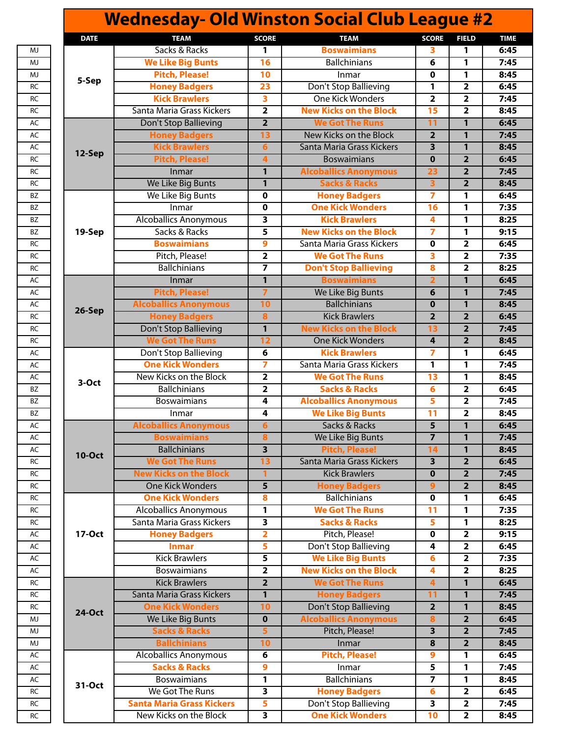# Wednesday- Old Winston Social Club League #2

| | DATE | TEAM | SCORE | TEAM | SCORE | FIELD | TIME |
|---|---|---|---|---|---|---|---|
| MJ | 5-Sep | Sacks & Racks | 1 | **Boswaimians** | **3** | 1 | 6:45 |
| MJ | | **We Like Big Bunts** | **16** | Ballchinians | 6 | 1 | 7:45 |
| MJ | | **Pitch, Please!** | **10** | Inmar | 0 | 1 | 8:45 |
| RC | | **Honey Badgers** | **23** | Don't Stop Ballieving | 1 | 2 | 6:45 |
| RC | | **Kick Brawlers** | **3** | One Kick Wonders | 2 | 2 | 7:45 |
| RC | | Santa Maria Grass Kickers | 2 | **New Kicks on the Block** | **15** | 2 | 8:45 |
| AC | 12-Sep | Don't Stop Ballieving | 2 | **We Got The Runs** | **11** | 1 | 6:45 |
| AC | | **Honey Badgers** | **13** | New Kicks on the Block | 2 | 1 | 7:45 |
| AC | | **Kick Brawlers** | **6** | Santa Maria Grass Kickers | 3 | 1 | 8:45 |
| RC | | **Pitch, Please!** | **4** | Boswaimians | 0 | 2 | 6:45 |
| RC | | Inmar | 1 | **Alcoballics Anonymous** | **23** | 2 | 7:45 |
| RC | | We Like Big Bunts | 1 | **Sacks & Racks** | **3** | 2 | 8:45 |
| BZ | 19-Sep | We Like Big Bunts | 0 | **Honey Badgers** | **7** | 1 | 6:45 |
| BZ | | Inmar | 0 | **One Kick Wonders** | **16** | 1 | 7:35 |
| BZ | | Alcoballics Anonymous | 3 | **Kick Brawlers** | **4** | 1 | 8:25 |
| BZ | | Sacks & Racks | 5 | **New Kicks on the Block** | **7** | 1 | 9:15 |
| RC | | **Boswaimians** | **9** | Santa Maria Grass Kickers | 0 | 2 | 6:45 |
| RC | | Pitch, Please! | 2 | **We Got The Runs** | **3** | 2 | 7:35 |
| RC | | Ballchinians | 7 | **Don't Stop Ballieving** | **8** | 2 | 8:25 |
| AC | 26-Sep | Inmar | 1 | **Boswaimians** | **2** | 1 | 6:45 |
| AC | | **Pitch, Please!** | **7** | We Like Big Bunts | 6 | 1 | 7:45 |
| AC | | **Alcoballics Anonymous** | **10** | Ballchinians | 0 | 1 | 8:45 |
| RC | | **Honey Badgers** | **8** | Kick Brawlers | 2 | 2 | 6:45 |
| RC | | Don't Stop Ballieving | 1 | **New Kicks on the Block** | **13** | 2 | 7:45 |
| RC | | **We Got The Runs** | **12** | One Kick Wonders | 4 | 2 | 8:45 |
| AC | 3-Oct | Don't Stop Ballieving | 6 | **Kick Brawlers** | **7** | 1 | 6:45 |
| AC | | **One Kick Wonders** | **7** | Santa Maria Grass Kickers | 1 | 1 | 7:45 |
| AC | | New Kicks on the Block | 2 | **We Got The Runs** | **13** | 1 | 8:45 |
| BZ | | Ballchinians | 2 | **Sacks & Racks** | **6** | 2 | 6:45 |
| BZ | | Boswaimians | 4 | **Alcoballics Anonymous** | **5** | 2 | 7:45 |
| BZ | | Inmar | 4 | **We Like Big Bunts** | **11** | 2 | 8:45 |
| AC | 10-Oct | **Alcoballics Anonymous** | **6** | Sacks & Racks | 5 | 1 | 6:45 |
| AC | | **Boswaimians** | **8** | We Like Big Bunts | 7 | 1 | 7:45 |
| AC | | Ballchinians | 3 | **Pitch, Please!** | **14** | 1 | 8:45 |
| RC | | **We Got The Runs** | **13** | Santa Maria Grass Kickers | 3 | 2 | 6:45 |
| RC | | **New Kicks on the Block** | **1** | Kick Brawlers | 0 | 2 | 7:45 |
| RC | | One Kick Wonders | 5 | **Honey Badgers** | **9** | 2 | 8:45 |
| RC | 17-Oct | **One Kick Wonders** | **8** | Ballchinians | 0 | 1 | 6:45 |
| RC | | Alcoballics Anonymous | 1 | **We Got The Runs** | **11** | 1 | 7:35 |
| RC | | Santa Maria Grass Kickers | 3 | **Sacks & Racks** | **5** | 1 | 8:25 |
| AC | | **Honey Badgers** | **2** | Pitch, Please! | 0 | 2 | 9:15 |
| AC | | **Inmar** | **5** | Don't Stop Ballieving | 4 | 2 | 6:45 |
| AC | | Kick Brawlers | 5 | **We Like Big Bunts** | **6** | 2 | 7:35 |
| AC | | Boswaimians | 2 | **New Kicks on the Block** | **4** | 2 | 8:25 |
| RC | 24-Oct | Kick Brawlers | 2 | **We Got The Runs** | **4** | 1 | 6:45 |
| RC | | Santa Maria Grass Kickers | 1 | **Honey Badgers** | **11** | 1 | 7:45 |
| RC | | **One Kick Wonders** | **10** | Don't Stop Ballieving | 2 | 1 | 8:45 |
| MJ | | We Like Big Bunts | 0 | **Alcoballics Anonymous** | **8** | 2 | 6:45 |
| MJ | | **Sacks & Racks** | **5** | Pitch, Please! | 3 | 2 | 7:45 |
| MJ | | **Ballchinians** | **10** | Inmar | 8 | 2 | 8:45 |
| AC | 31-Oct | Alcoballics Anonymous | 6 | **Pitch, Please!** | **9** | 1 | 6:45 |
| AC | | **Sacks & Racks** | **9** | Inmar | 5 | 1 | 7:45 |
| AC | | Boswaimians | 1 | Ballchinians | 7 | 1 | 8:45 |
| RC | | We Got The Runs | 3 | **Honey Badgers** | **6** | 2 | 6:45 |
| RC | | **Santa Maria Grass Kickers** | **5** | Don't Stop Ballieving | 3 | 2 | 7:45 |
| RC | | New Kicks on the Block | 3 | **One Kick Wonders** | **10** | 2 | 8:45 |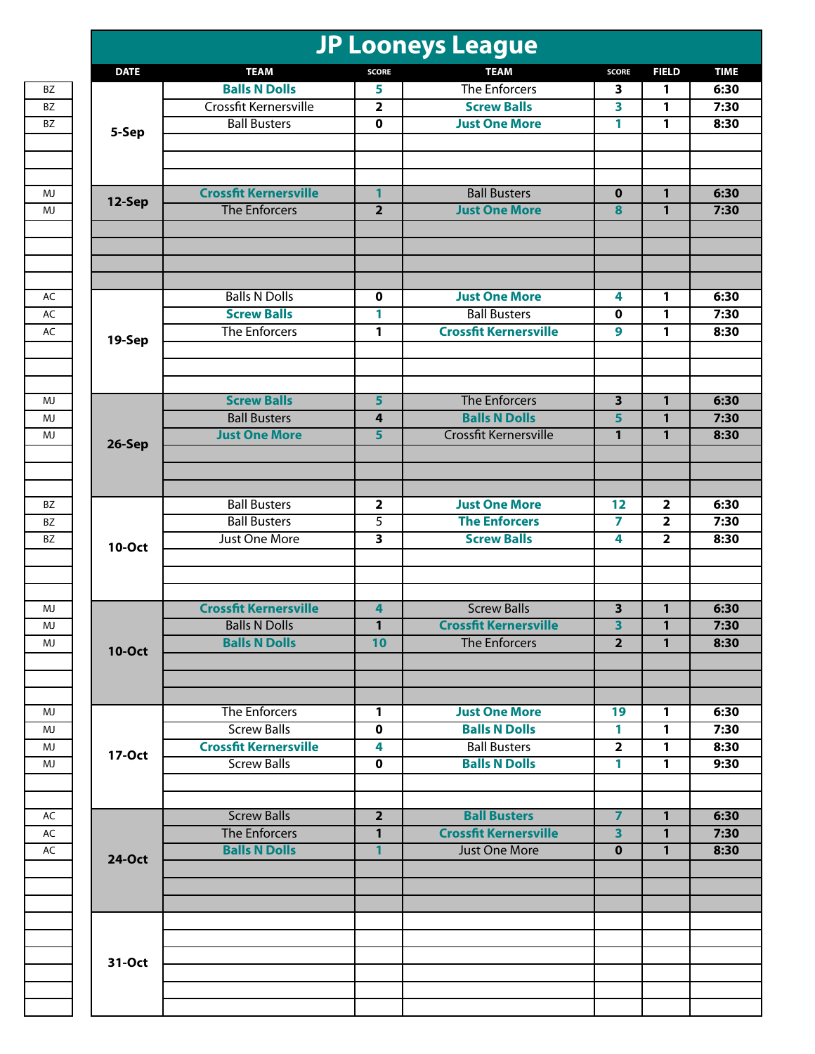# JP Looneys League

| | DATE | TEAM | SCORE | TEAM | SCORE | FIELD | TIME |
|---|---|---|---|---|---|---|---|
| BZ | 5-Sep | **Balls N Dolls** | **5** | The Enforcers | **3** | **1** | **6:30** |
| BZ | | Crossfit Kernersville | **2** | **Screw Balls** | **3** | **1** | **7:30** |
| BZ | | Ball Busters | **0** | **Just One More** | **1** | **1** | **8:30** |
| MJ | 12-Sep | **Crossfit Kernersville** | **1** | Ball Busters | **0** | **1** | **6:30** |
| MJ | | The Enforcers | **2** | **Just One More** | **8** | **1** | **7:30** |
| AC | 19-Sep | Balls N Dolls | **0** | **Just One More** | **4** | **1** | **6:30** |
| AC | | **Screw Balls** | **1** | Ball Busters | **0** | **1** | **7:30** |
| AC | | The Enforcers | **1** | **Crossfit Kernersville** | **9** | **1** | **8:30** |
| MJ | 26-Sep | **Screw Balls** | **5** | The Enforcers | **3** | **1** | **6:30** |
| MJ | | Ball Busters | **4** | **Balls N Dolls** | **5** | **1** | **7:30** |
| MJ | | **Just One More** | **5** | Crossfit Kernersville | **1** | **1** | **8:30** |
| BZ | 10-Oct | Ball Busters | **2** | **Just One More** | **12** | **2** | **6:30** |
| BZ | | Ball Busters | 5 | **The Enforcers** | **7** | **2** | **7:30** |
| BZ | | Just One More | **3** | **Screw Balls** | **4** | **2** | **8:30** |
| MJ | 10-Oct | **Crossfit Kernersville** | **4** | Screw Balls | **3** | **1** | **6:30** |
| MJ | | Balls N Dolls | **1** | **Crossfit Kernersville** | **3** | **1** | **7:30** |
| MJ | | **Balls N Dolls** | **10** | The Enforcers | **2** | **1** | **8:30** |
| MJ | 17-Oct | The Enforcers | **1** | **Just One More** | **19** | **1** | **6:30** |
| MJ | | Screw Balls | **0** | **Balls N Dolls** | **1** | **1** | **7:30** |
| MJ | | **Crossfit Kernersville** | **4** | Ball Busters | **2** | **1** | **8:30** |
| MJ | | Screw Balls | **0** | **Balls N Dolls** | **1** | **1** | **9:30** |
| AC | 24-Oct | Screw Balls | **2** | **Ball Busters** | **7** | **1** | **6:30** |
| AC | | The Enforcers | **1** | **Crossfit Kernersville** | **3** | **1** | **7:30** |
| AC | | **Balls N Dolls** | **1** | Just One More | **0** | **1** | **8:30** |
| | 31-Oct | | | | | | |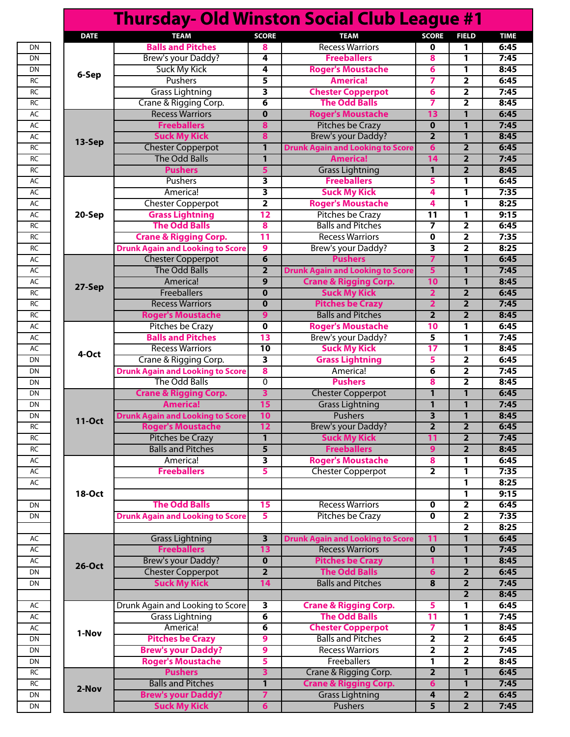# Thursday- Old Winston Social Club League #1

| | DATE | TEAM | SCORE | TEAM | SCORE | FIELD | TIME |
|---|---|---|---|---|---|---|---|
| DN | 6-Sep | Balls and Pitches | 8 | Recess Warriors | 0 | 1 | 6:45 |
| DN | | Brew's your Daddy? | 4 | Freeballers | 8 | 1 | 7:45 |
| DN | | Suck My Kick | 4 | Roger's Moustache | 6 | 1 | 8:45 |
| RC | | Pushers | 5 | America! | 7 | 2 | 6:45 |
| RC | | Grass Lightning | 3 | Chester Copperpot | 6 | 2 | 7:45 |
| RC | | Crane & Rigging Corp. | 6 | The Odd Balls | 7 | 2 | 8:45 |
| AC | 13-Sep | Recess Warriors | 0 | Roger's Moustache | 13 | 1 | 6:45 |
| AC | | Freeballers | 8 | Pitches be Crazy | 0 | 1 | 7:45 |
| AC | | Suck My Kick | 8 | Brew's your Daddy? | 2 | 1 | 8:45 |
| RC | | Chester Copperpot | 1 | Drunk Again and Looking to Score | 6 | 2 | 6:45 |
| RC | | The Odd Balls | 1 | America! | 14 | 2 | 7:45 |
| RC | | Pushers | 5 | Grass Lightning | 1 | 2 | 8:45 |
| AC | 20-Sep | Pushers | 3 | Freeballers | 5 | 1 | 6:45 |
| AC | | America! | 3 | Suck My Kick | 4 | 1 | 7:35 |
| AC | | Chester Copperpot | 2 | Roger's Moustache | 4 | 1 | 8:25 |
| AC | | Grass Lightning | 12 | Pitches be Crazy | 11 | 1 | 9:15 |
| RC | | The Odd Balls | 8 | Balls and Pitches | 7 | 2 | 6:45 |
| RC | | Crane & Rigging Corp. | 11 | Recess Warriors | 0 | 2 | 7:35 |
| RC | | Drunk Again and Looking to Score | 9 | Brew's your Daddy? | 3 | 2 | 8:25 |
| AC | 27-Sep | Chester Copperpot | 6 | Pushers | 7 | 1 | 6:45 |
| AC | | The Odd Balls | 2 | Drunk Again and Looking to Score | 5 | 1 | 7:45 |
| AC | | America! | 9 | Crane & Rigging Corp. | 10 | 1 | 8:45 |
| RC | | Freeballers | 0 | Suck My Kick | 2 | 2 | 6:45 |
| RC | | Recess Warriors | 0 | Pitches be Crazy | 2 | 2 | 7:45 |
| RC | | Roger's Moustache | 9 | Balls and Pitches | 2 | 2 | 8:45 |
| AC | 4-Oct | Pitches be Crazy | 0 | Roger's Moustache | 10 | 1 | 6:45 |
| AC | | Balls and Pitches | 13 | Brew's your Daddy? | 5 | 1 | 7:45 |
| AC | | Recess Warriors | 10 | Suck My Kick | 17 | 1 | 8:45 |
| DN | | Crane & Rigging Corp. | 3 | Grass Lightning | 5 | 2 | 6:45 |
| DN | | Drunk Again and Looking to Score | 8 | America! | 6 | 2 | 7:45 |
| DN | | The Odd Balls | 0 | Pushers | 8 | 2 | 8:45 |
| DN | 11-Oct | Crane & Rigging Corp. | 3 | Chester Copperpot | 1 | 1 | 6:45 |
| DN | | America! | 15 | Grass Lightning | 1 | 1 | 7:45 |
| DN | | Drunk Again and Looking to Score | 10 | Pushers | 3 | 1 | 8:45 |
| RC | | Roger's Moustache | 12 | Brew's your Daddy? | 2 | 2 | 6:45 |
| RC | | Pitches be Crazy | 1 | Suck My Kick | 11 | 2 | 7:45 |
| RC | | Balls and Pitches | 5 | Freeballers | 9 | 2 | 8:45 |
| AC | 18-Oct | America! | 3 | Roger's Moustache | 8 | 1 | 6:45 |
| AC | | Freeballers | 5 | Chester Copperpot | 2 | 1 | 7:35 |
| AC | | | | | | 1 | 8:25 |
| | | | | | | 1 | 9:15 |
| DN | | The Odd Balls | 15 | Recess Warriors | 0 | 2 | 6:45 |
| DN | | Drunk Again and Looking to Score | 5 | Pitches be Crazy | 0 | 2 | 7:35 |
| | | | | | | 2 | 8:25 |
| AC | 26-Oct | Grass Lightning | 3 | Drunk Again and Looking to Score | 11 | 1 | 6:45 |
| AC | | Freeballers | 13 | Recess Warriors | 0 | 1 | 7:45 |
| AC | | Brew's your Daddy? | 0 | Pitches be Crazy | 1 | 1 | 8:45 |
| DN | | Chester Copperpot | 2 | The Odd Balls | 6 | 2 | 6:45 |
| DN | | Suck My Kick | 14 | Balls and Pitches | 8 | 2 | 7:45 |
| | | | | | | 2 | 8:45 |
| AC | 1-Nov | Drunk Again and Looking to Score | 3 | Crane & Rigging Corp. | 5 | 1 | 6:45 |
| AC | | Grass Lightning | 6 | The Odd Balls | 11 | 1 | 7:45 |
| AC | | America! | 6 | Chester Copperpot | 7 | 1 | 8:45 |
| DN | | Pitches be Crazy | 9 | Balls and Pitches | 2 | 2 | 6:45 |
| DN | | Brew's your Daddy? | 9 | Recess Warriors | 2 | 2 | 7:45 |
| DN | | Roger's Moustache | 5 | Freeballers | 1 | 2 | 8:45 |
| RC | 2-Nov | Pushers | 3 | Crane & Rigging Corp. | 2 | 1 | 6:45 |
| RC | | Balls and Pitches | 1 | Crane & Rigging Corp. | 6 | 1 | 7:45 |
| DN | | Brew's your Daddy? | 7 | Grass Lightning | 4 | 2 | 6:45 |
| DN | | Suck My Kick | 6 | Pushers | 5 | 2 | 7:45 |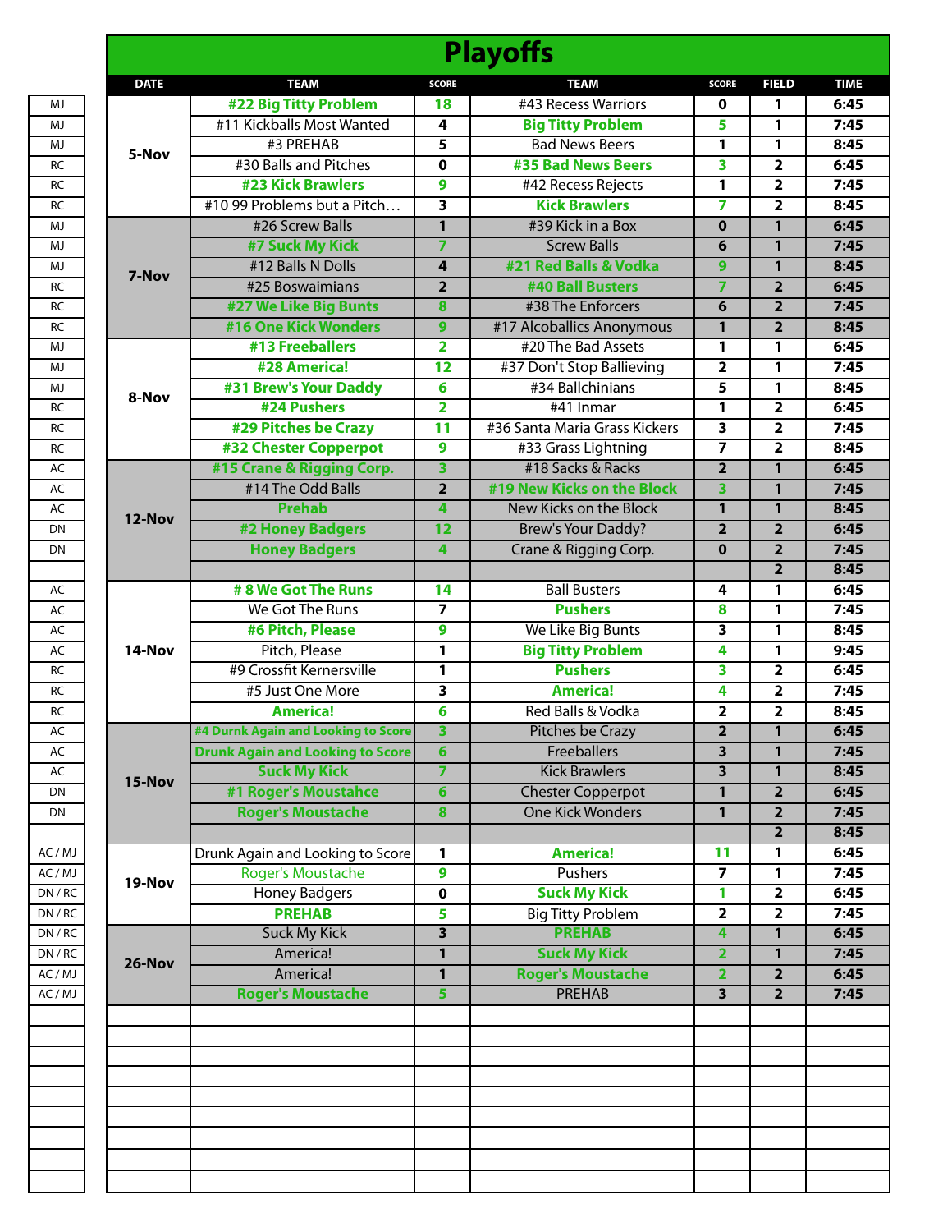# Playoffs

| | DATE | TEAM | SCORE | TEAM | SCORE | FIELD | TIME |
|---|---|---|---|---|---|---|---|
| MJ | 5-Nov | #22 Big Titty Problem | 18 | #43 Recess Warriors | 0 | 1 | 6:45 |
| MJ | | #11 Kickballs Most Wanted | 4 | Big Titty Problem | 5 | 1 | 7:45 |
| MJ | | #3 PREHAB | 5 | Bad News Beers | 1 | 1 | 8:45 |
| RC | | #30 Balls and Pitches | 0 | #35 Bad News Beers | 3 | 2 | 6:45 |
| RC | | #23 Kick Brawlers | 9 | #42 Recess Rejects | 1 | 2 | 7:45 |
| RC | | #10 99 Problems but a Pitch… | 3 | Kick Brawlers | 7 | 2 | 8:45 |
| MJ | 7-Nov | #26 Screw Balls | 1 | #39 Kick in a Box | 0 | 1 | 6:45 |
| MJ | | #7 Suck My Kick | 7 | Screw Balls | 6 | 1 | 7:45 |
| MJ | | #12 Balls N Dolls | 4 | #21 Red Balls & Vodka | 9 | 1 | 8:45 |
| RC | | #25 Boswaimians | 2 | #40 Ball Busters | 7 | 2 | 6:45 |
| RC | | #27 We Like Big Bunts | 8 | #38 The Enforcers | 6 | 2 | 7:45 |
| RC | | #16 One Kick Wonders | 9 | #17 Alcoballics Anonymous | 1 | 2 | 8:45 |
| MJ | 8-Nov | #13 Freeballers | 2 | #20 The Bad Assets | 1 | 1 | 6:45 |
| MJ | | #28 America! | 12 | #37 Don't Stop Ballieving | 2 | 1 | 7:45 |
| MJ | | #31 Brew's Your Daddy | 6 | #34 Ballchinians | 5 | 1 | 8:45 |
| RC | | #24 Pushers | 2 | #41 Inmar | 1 | 2 | 6:45 |
| RC | | #29 Pitches be Crazy | 11 | #36 Santa Maria Grass Kickers | 3 | 2 | 7:45 |
| RC | | #32 Chester Copperpot | 9 | #33 Grass Lightning | 7 | 2 | 8:45 |
| AC | 12-Nov | #15 Crane & Rigging Corp. | 3 | #18 Sacks & Racks | 2 | 1 | 6:45 |
| AC | | #14 The Odd Balls | 2 | #19 New Kicks on the Block | 3 | 1 | 7:45 |
| AC | | Prehab | 4 | New Kicks on the Block | 1 | 1 | 8:45 |
| DN | | #2 Honey Badgers | 12 | Brew's Your Daddy? | 2 | 2 | 6:45 |
| DN | | Honey Badgers | 4 | Crane & Rigging Corp. | 0 | 2 | 7:45 |
| | | | | | | 2 | 8:45 |
| AC | 14-Nov | # 8 We Got The Runs | 14 | Ball Busters | 4 | 1 | 6:45 |
| AC | | We Got The Runs | 7 | Pushers | 8 | 1 | 7:45 |
| AC | | #6 Pitch, Please | 9 | We Like Big Bunts | 3 | 1 | 8:45 |
| AC | | Pitch, Please | 1 | Big Titty Problem | 4 | 1 | 9:45 |
| RC | | #9 Crossfit Kernersville | 1 | Pushers | 3 | 2 | 6:45 |
| RC | | #5 Just One More | 3 | America! | 4 | 2 | 7:45 |
| RC | | America! | 6 | Red Balls & Vodka | 2 | 2 | 8:45 |
| AC | 15-Nov | #4 Durnk Again and Looking to Score | 3 | Pitches be Crazy | 2 | 1 | 6:45 |
| AC | | Drunk Again and Looking to Score | 6 | Freeballers | 3 | 1 | 7:45 |
| AC | | Suck My Kick | 7 | Kick Brawlers | 3 | 1 | 8:45 |
| DN | | #1 Roger's Moustahce | 6 | Chester Copperpot | 1 | 2 | 6:45 |
| DN | | Roger's Moustache | 8 | One Kick Wonders | 1 | 2 | 7:45 |
| | | | | | | 2 | 8:45 |
| AC / MJ | 19-Nov | Drunk Again and Looking to Score | 1 | America! | 11 | 1 | 6:45 |
| AC / MJ | | Roger's Moustache | 9 | Pushers | 7 | 1 | 7:45 |
| DN / RC | | Honey Badgers | 0 | Suck My Kick | 1 | 2 | 6:45 |
| DN / RC | | PREHAB | 5 | Big Titty Problem | 2 | 2 | 7:45 |
| DN / RC | 26-Nov | Suck My Kick | 3 | PREHAB | 4 | 1 | 6:45 |
| DN / RC | | America! | 1 | Suck My Kick | 2 | 1 | 7:45 |
| AC / MJ | | America! | 1 | Roger's Moustache | 2 | 2 | 6:45 |
| AC / MJ | | Roger's Moustache | 5 | PREHAB | 3 | 2 | 7:45 |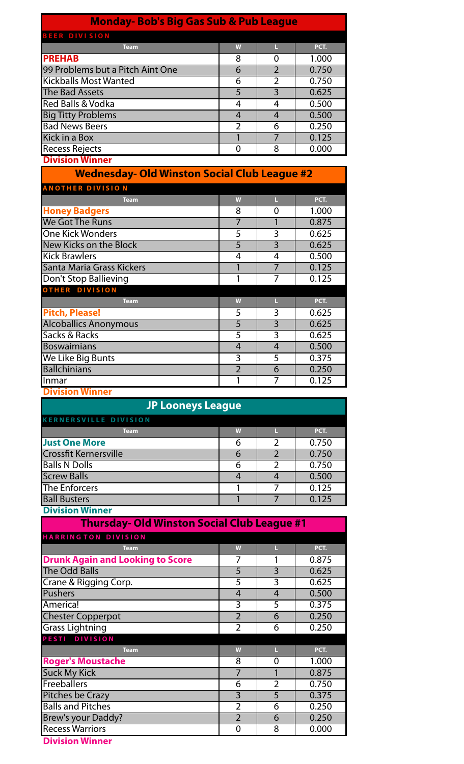## Monday- Bob's Big Gas Sub & Pub League

### BEER DIVISION

| Team | W | L | PCT. |
|---|---|---|---|
| **PREHAB** | 8 | 0 | 1.000 |
| 99 Problems but a Pitch Aint One | 6 | 2 | 0.750 |
| Kickballs Most Wanted | 6 | 2 | 0.750 |
| The Bad Assets | 5 | 3 | 0.625 |
| Red Balls & Vodka | 4 | 4 | 0.500 |
| Big Titty Problems | 4 | 4 | 0.500 |
| Bad News Beers | 2 | 6 | 0.250 |
| Kick in a Box | 1 | 7 | 0.125 |
| Recess Rejects | 0 | 8 | 0.000 |

**Division Winner**

## Wednesday- Old Winston Social Club League #2

### ANOTHER DIVISION

| Team | W | L | PCT. |
|---|---|---|---|
| **Honey Badgers** | 8 | 0 | 1.000 |
| We Got The Runs | 7 | 1 | 0.875 |
| One Kick Wonders | 5 | 3 | 0.625 |
| New Kicks on the Block | 5 | 3 | 0.625 |
| Kick Brawlers | 4 | 4 | 0.500 |
| Santa Maria Grass Kickers | 1 | 7 | 0.125 |
| Don't Stop Ballieving | 1 | 7 | 0.125 |

### OTHER DIVISION

| Team | W | L | PCT. |
|---|---|---|---|
| **Pitch, Please!** | 5 | 3 | 0.625 |
| Alcoballics Anonymous | 5 | 3 | 0.625 |
| Sacks & Racks | 5 | 3 | 0.625 |
| Boswaimians | 4 | 4 | 0.500 |
| We Like Big Bunts | 3 | 5 | 0.375 |
| Ballchinians | 2 | 6 | 0.250 |
| Inmar | 1 | 7 | 0.125 |

**Division Winner**

## JP Looneys League

### KERNERSVILLE DIVISION

| Team | W | L | PCT. |
|---|---|---|---|
| **Just One More** | 6 | 2 | 0.750 |
| Crossfit Kernersville | 6 | 2 | 0.750 |
| Balls N Dolls | 6 | 2 | 0.750 |
| Screw Balls | 4 | 4 | 0.500 |
| The Enforcers | 1 | 7 | 0.125 |
| Ball Busters | 1 | 7 | 0.125 |

**Division Winner**

## Thursday- Old Winston Social Club League #1

### HARRINGTON DIVISION

| Team | W | L | PCT. |
|---|---|---|---|
| **Drunk Again and Looking to Score** | 7 | 1 | 0.875 |
| The Odd Balls | 5 | 3 | 0.625 |
| Crane & Rigging Corp. | 5 | 3 | 0.625 |
| Pushers | 4 | 4 | 0.500 |
| America! | 3 | 5 | 0.375 |
| Chester Copperpot | 2 | 6 | 0.250 |
| Grass Lightning | 2 | 6 | 0.250 |

### PESTI DIVISION

| Team | W | L | PCT. |
|---|---|---|---|
| **Roger's Moustache** | 8 | 0 | 1.000 |
| Suck My Kick | 7 | 1 | 0.875 |
| Freeballers | 6 | 2 | 0.750 |
| Pitches be Crazy | 3 | 5 | 0.375 |
| Balls and Pitches | 2 | 6 | 0.250 |
| Brew's your Daddy? | 2 | 6 | 0.250 |
| Recess Warriors | 0 | 8 | 0.000 |

**Division Winner**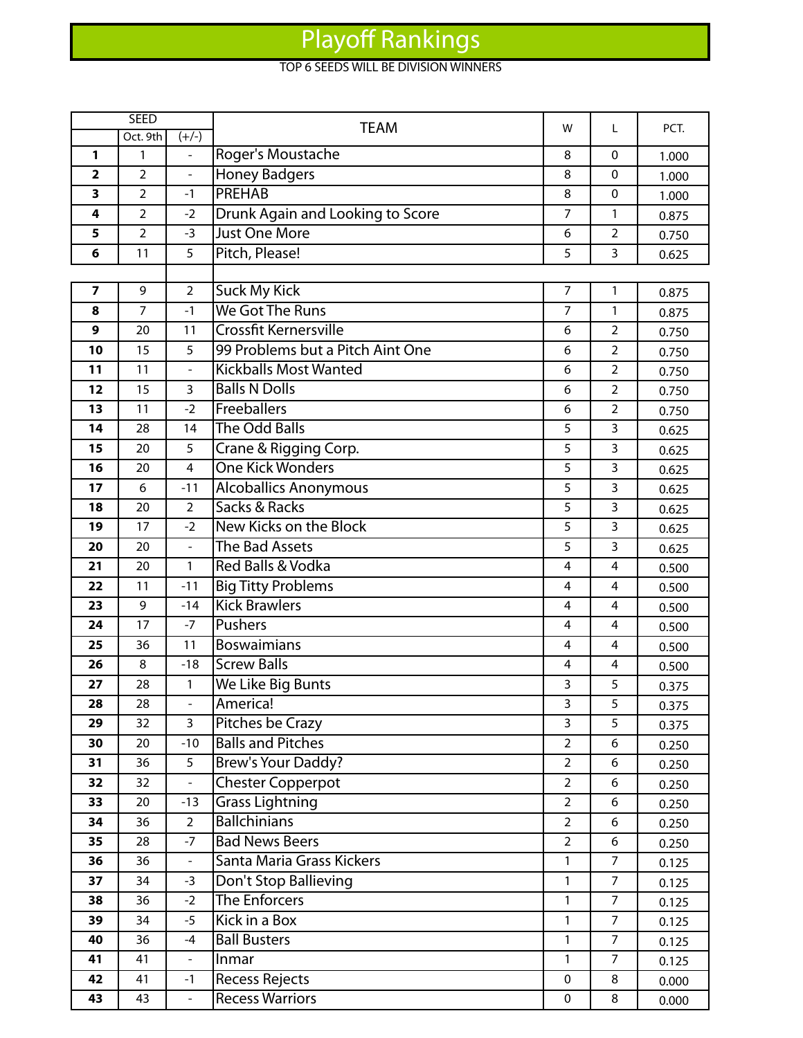# Playoff Rankings

TOP 6 SEEDS WILL BE DIVISION WINNERS

| SEED | | | TEAM | W | L | PCT. |
|---|---|---|---|---|---|---|
| | Oct. 9th | (+/-) | | | | |
| **1** | 1 | - | Roger's Moustache | 8 | 0 | 1.000 |
| **2** | 2 | - | Honey Badgers | 8 | 0 | 1.000 |
| **3** | 2 | -1 | PREHAB | 8 | 0 | 1.000 |
| **4** | 2 | -2 | Drunk Again and Looking to Score | 7 | 1 | 0.875 |
| **5** | 2 | -3 | Just One More | 6 | 2 | 0.750 |
| **6** | 11 | 5 | Pitch, Please! | 5 | 3 | 0.625 |
| | | | | | | |
| **7** | 9 | 2 | Suck My Kick | 7 | 1 | 0.875 |
| **8** | 7 | -1 | We Got The Runs | 7 | 1 | 0.875 |
| **9** | 20 | 11 | Crossfit Kernersville | 6 | 2 | 0.750 |
| **10** | 15 | 5 | 99 Problems but a Pitch Aint One | 6 | 2 | 0.750 |
| **11** | 11 | - | Kickballs Most Wanted | 6 | 2 | 0.750 |
| **12** | 15 | 3 | Balls N Dolls | 6 | 2 | 0.750 |
| **13** | 11 | -2 | Freeballers | 6 | 2 | 0.750 |
| **14** | 28 | 14 | The Odd Balls | 5 | 3 | 0.625 |
| **15** | 20 | 5 | Crane & Rigging Corp. | 5 | 3 | 0.625 |
| **16** | 20 | 4 | One Kick Wonders | 5 | 3 | 0.625 |
| **17** | 6 | -11 | Alcoballics Anonymous | 5 | 3 | 0.625 |
| **18** | 20 | 2 | Sacks & Racks | 5 | 3 | 0.625 |
| **19** | 17 | -2 | New Kicks on the Block | 5 | 3 | 0.625 |
| **20** | 20 | - | The Bad Assets | 5 | 3 | 0.625 |
| **21** | 20 | 1 | Red Balls & Vodka | 4 | 4 | 0.500 |
| **22** | 11 | -11 | Big Titty Problems | 4 | 4 | 0.500 |
| **23** | 9 | -14 | Kick Brawlers | 4 | 4 | 0.500 |
| **24** | 17 | -7 | Pushers | 4 | 4 | 0.500 |
| **25** | 36 | 11 | Boswaimians | 4 | 4 | 0.500 |
| **26** | 8 | -18 | Screw Balls | 4 | 4 | 0.500 |
| **27** | 28 | 1 | We Like Big Bunts | 3 | 5 | 0.375 |
| **28** | 28 | - | America! | 3 | 5 | 0.375 |
| **29** | 32 | 3 | Pitches be Crazy | 3 | 5 | 0.375 |
| **30** | 20 | -10 | Balls and Pitches | 2 | 6 | 0.250 |
| **31** | 36 | 5 | Brew's Your Daddy? | 2 | 6 | 0.250 |
| **32** | 32 | - | Chester Copperpot | 2 | 6 | 0.250 |
| **33** | 20 | -13 | Grass Lightning | 2 | 6 | 0.250 |
| **34** | 36 | 2 | Ballchinians | 2 | 6 | 0.250 |
| **35** | 28 | -7 | Bad News Beers | 2 | 6 | 0.250 |
| **36** | 36 | - | Santa Maria Grass Kickers | 1 | 7 | 0.125 |
| **37** | 34 | -3 | Don't Stop Ballieving | 1 | 7 | 0.125 |
| **38** | 36 | -2 | The Enforcers | 1 | 7 | 0.125 |
| **39** | 34 | -5 | Kick in a Box | 1 | 7 | 0.125 |
| **40** | 36 | -4 | Ball Busters | 1 | 7 | 0.125 |
| **41** | 41 | - | Inmar | 1 | 7 | 0.125 |
| **42** | 41 | -1 | Recess Rejects | 0 | 8 | 0.000 |
| **43** | 43 | - | Recess Warriors | 0 | 8 | 0.000 |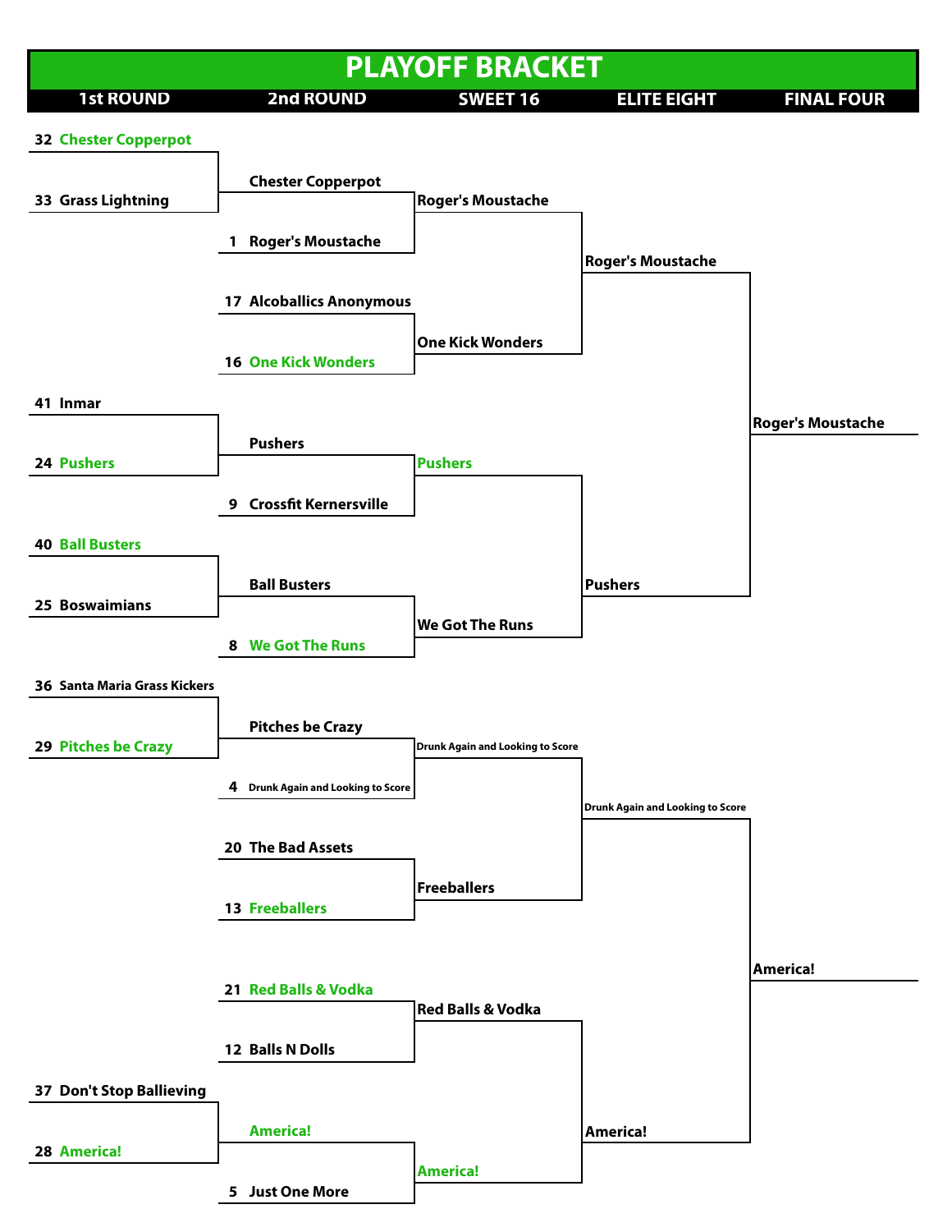# PLAYOFF BRACKET

| 1st ROUND | 2nd ROUND | SWEET 16 | ELITE EIGHT | FINAL FOUR |
|---|---|---|---|---|
| 32 Chester Copperpot | | | | |
| 33 Grass Lightning | Chester Copperpot | | | |
| | 1 Roger's Moustache | Roger's Moustache | | |
| | 17 Alcoballics Anonymous | | Roger's Moustache | |
| | 16 One Kick Wonders | One Kick Wonders | | |
| 41 Inmar | | | | Roger's Moustache |
| 24 Pushers | Pushers | | | |
| | 9 Crossfit Kernersville | Pushers | | |
| 40 Ball Busters | | | | |
| 25 Boswaimians | Ball Busters | | Pushers | |
| | 8 We Got The Runs | We Got The Runs | | |
| 36 Santa Maria Grass Kickers | | | | |
| 29 Pitches be Crazy | Pitches be Crazy | | | |
| | 4 Drunk Again and Looking to Score | Drunk Again and Looking to Score | | |
| | 20 The Bad Assets | | Drunk Again and Looking to Score | |
| | 13 Freeballers | Freeballers | | |
| | 21 Red Balls & Vodka | | | America! |
| | 12 Balls N Dolls | Red Balls & Vodka | | |
| 37 Don't Stop Ballieving | | | | |
| 28 America! | America! | | America! | |
| | 5 Just One More | America! | | |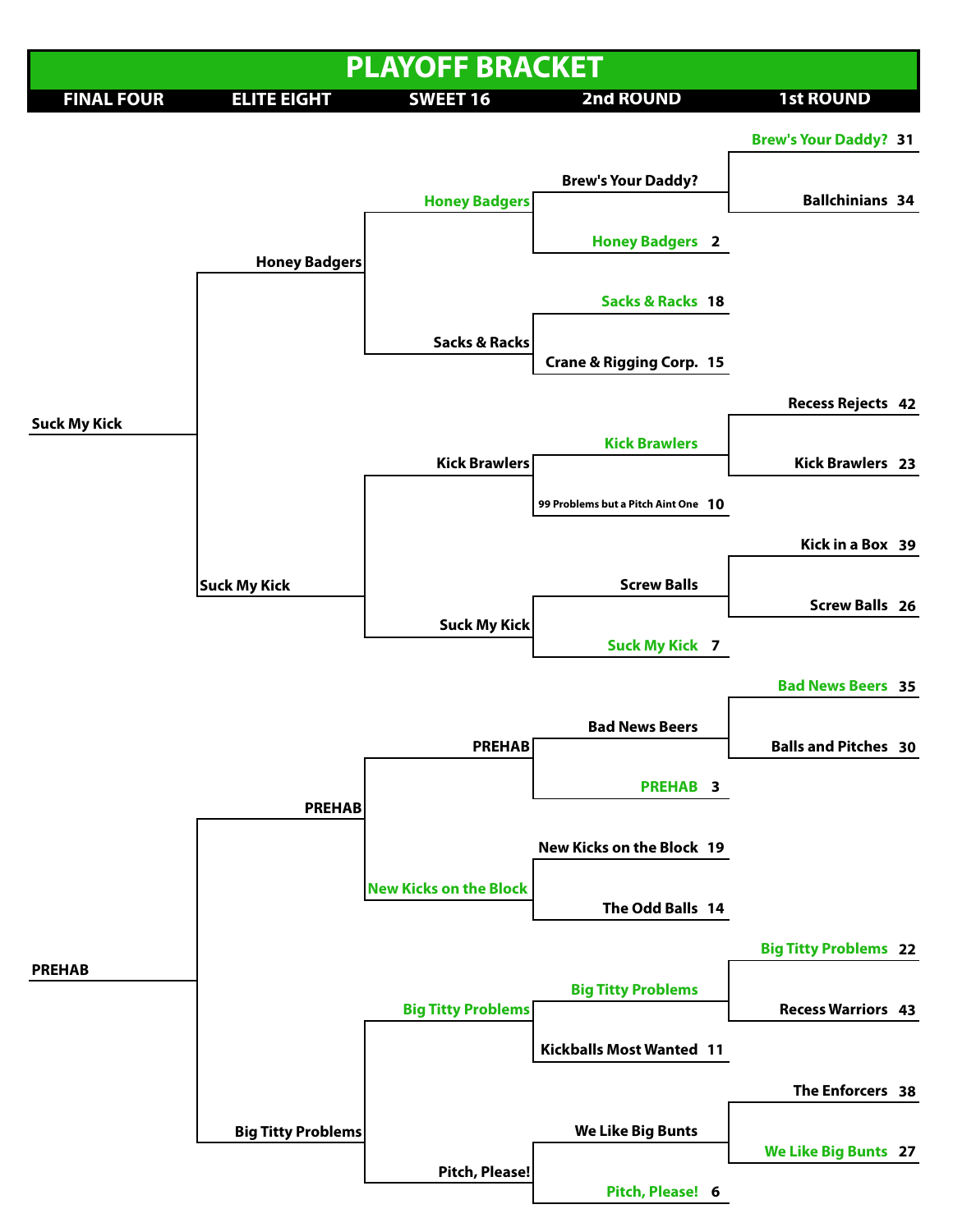# PLAYOFF BRACKET

| FINAL FOUR | ELITE EIGHT | SWEET 16 | 2nd ROUND | 1st ROUND |
|---|---|---|---|---|
| | | | | Brew's Your Daddy? 31 |
| | | | Brew's Your Daddy? | |
| | | Honey Badgers | | Ballchinians 34 |
| | | | Honey Badgers 2 | |
| | Honey Badgers | | | |
| | | | Sacks & Racks 18 | |
| | | Sacks & Racks | | |
| | | | Crane & Rigging Corp. 15 | |
| | | | | Recess Rejects 42 |
| Suck My Kick | | | Kick Brawlers | |
| | | Kick Brawlers | | Kick Brawlers 23 |
| | | | 99 Problems but a Pitch Aint One 10 | |
| | | | | Kick in a Box 39 |
| | Suck My Kick | | Screw Balls | |
| | | | | Screw Balls 26 |
| | | Suck My Kick | | |
| | | | Suck My Kick 7 | |
| | | | | Bad News Beers 35 |
| | | | Bad News Beers | |
| | | PREHAB | | Balls and Pitches 30 |
| | | | PREHAB 3 | |
| | PREHAB | | | |
| | | | New Kicks on the Block 19 | |
| | | New Kicks on the Block | | |
| | | | The Odd Balls 14 | |
| | | | | Big Titty Problems 22 |
| PREHAB | | | Big Titty Problems | |
| | | Big Titty Problems | | Recess Warriors 43 |
| | | | Kickballs Most Wanted 11 | |
| | | | | The Enforcers 38 |
| | | | We Like Big Bunts | |
| | Big Titty Problems | | | We Like Big Bunts 27 |
| | | Pitch, Please! | | |
| | | | Pitch, Please! 6 | |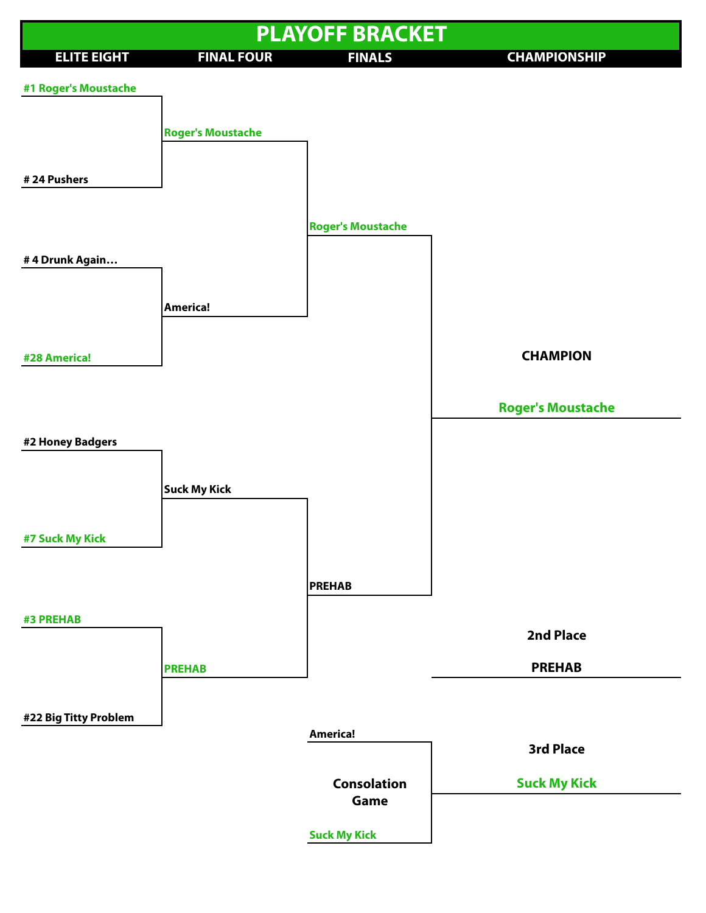# PLAYOFF BRACKET

**ELITE EIGHT** | **FINAL FOUR** | **FINALS** | **CHAMPIONSHIP**

#1 Roger's Moustache

# 24 Pushers

Roger's Moustache

# 4 Drunk Again…

#28 America!

America!

Roger's Moustache

#2 Honey Badgers

#7 Suck My Kick

Suck My Kick

#3 PREHAB

#22 Big Titty Problem

PREHAB

PREHAB

**CHAMPION**

**Roger's Moustache**

**2nd Place**

**PREHAB**

America!

**Consolation Game**

Suck My Kick

**3rd Place**

**Suck My Kick**